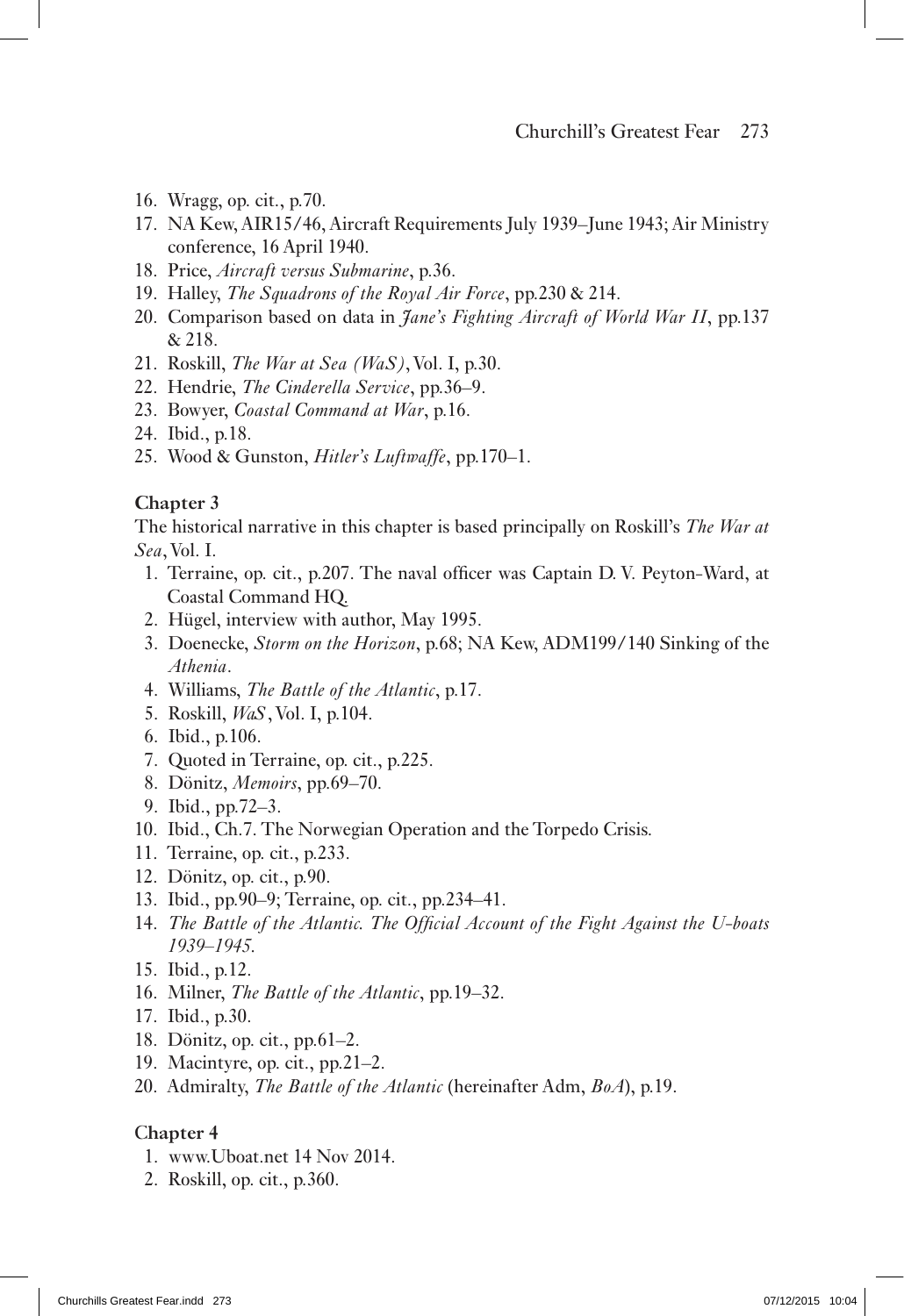16. Wragg, op. cit., p.70.
17. NA Kew, AIR15/46, Aircraft Requirements July 1939–June 1943; Air Ministry conference, 16 April 1940.
18. Price, *Aircraft versus Submarine*, p.36.
19. Halley, *The Squadrons of the Royal Air Force*, pp.230 & 214.
20. Comparison based on data in *Jane's Fighting Aircraft of World War II*, pp.137 & 218.
21. Roskill, *The War at Sea (WaS)*, Vol. I, p.30.
22. Hendrie, *The Cinderella Service*, pp.36–9.
23. Bowyer, *Coastal Command at War*, p.16.
24. Ibid., p.18.
25. Wood & Gunston, *Hitler's Luftwaffe*, pp.170–1.

**Chapter 3**

The historical narrative in this chapter is based principally on Roskill's *The War at Sea*, Vol. I.

1. Terraine, op. cit., p.207. The naval officer was Captain D. V. Peyton-Ward, at Coastal Command HQ.
2. Hügel, interview with author, May 1995.
3. Doenecke, *Storm on the Horizon*, p.68; NA Kew, ADM199/140 Sinking of the *Athenia*.
4. Williams, *The Battle of the Atlantic*, p.17.
5. Roskill, *WaS*, Vol. I, p.104.
6. Ibid., p.106.
7. Quoted in Terraine, op. cit., p.225.
8. Dönitz, *Memoirs*, pp.69–70.
9. Ibid., pp.72–3.
10. Ibid., Ch.7. The Norwegian Operation and the Torpedo Crisis.
11. Terraine, op. cit., p.233.
12. Dönitz, op. cit., p.90.
13. Ibid., pp.90–9; Terraine, op. cit., pp.234–41.
14. *The Battle of the Atlantic. The Official Account of the Fight Against the U-boats 1939–1945.*
15. Ibid., p.12.
16. Milner, *The Battle of the Atlantic*, pp.19–32.
17. Ibid., p.30.
18. Dönitz, op. cit., pp.61–2.
19. Macintyre, op. cit., pp.21–2.
20. Admiralty, *The Battle of the Atlantic* (hereinafter Adm, *BoA*), p.19.

**Chapter 4**

1. www.Uboat.net 14 Nov 2014.
2. Roskill, op. cit., p.360.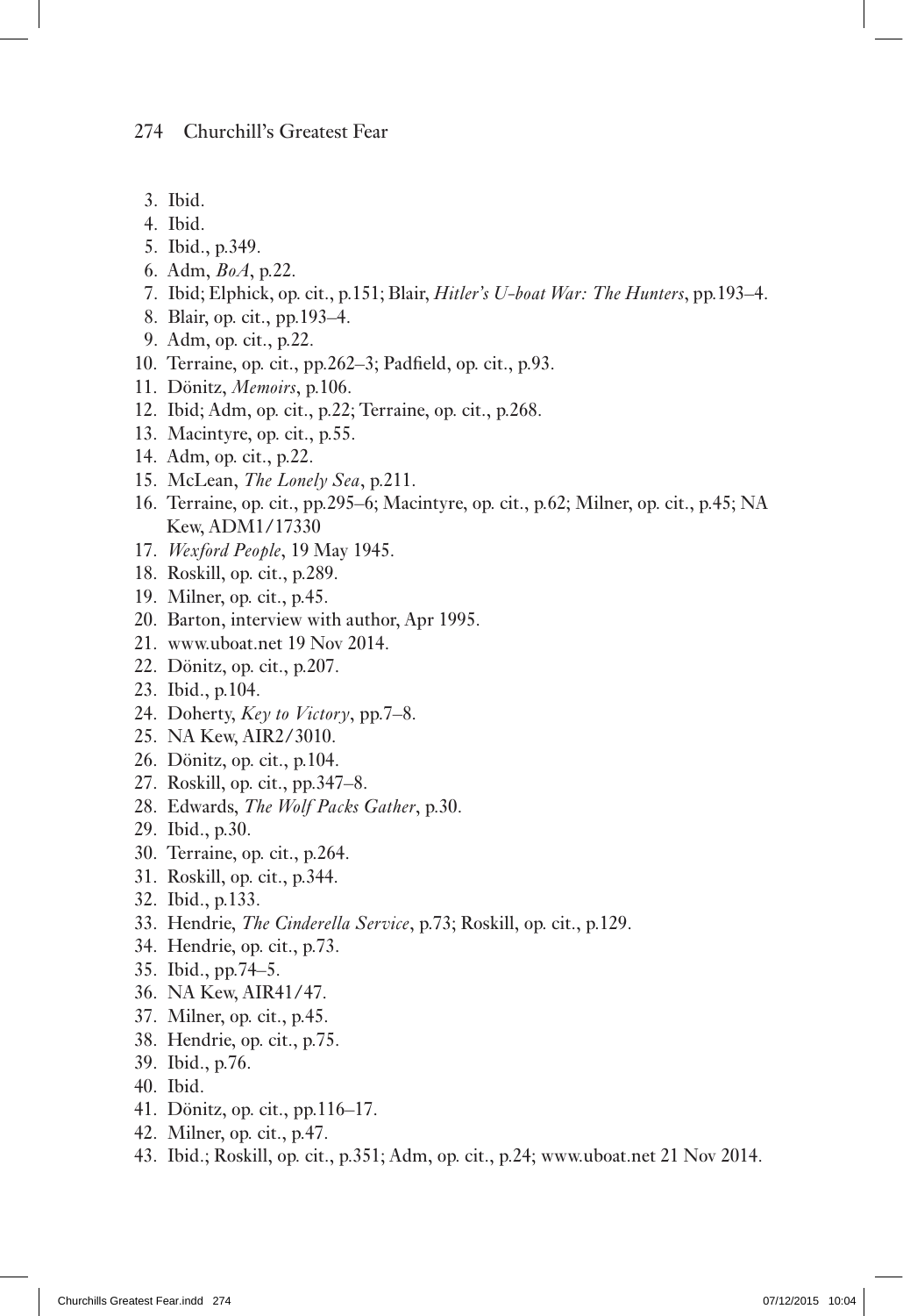3. Ibid.
4. Ibid.
5. Ibid., p.349.
6. Adm, *BoA*, p.22.
7. Ibid; Elphick, op. cit., p.151; Blair, *Hitler's U-boat War: The Hunters*, pp.193–4.
8. Blair, op. cit., pp.193–4.
9. Adm, op. cit., p.22.
10. Terraine, op. cit., pp.262–3; Padfield, op. cit., p.93.
11. Dönitz, *Memoirs*, p.106.
12. Ibid; Adm, op. cit., p.22; Terraine, op. cit., p.268.
13. Macintyre, op. cit., p.55.
14. Adm, op. cit., p.22.
15. McLean, *The Lonely Sea*, p.211.
16. Terraine, op. cit., pp.295–6; Macintyre, op. cit., p.62; Milner, op. cit., p.45; NA Kew, ADM1/17330
17. *Wexford People*, 19 May 1945.
18. Roskill, op. cit., p.289.
19. Milner, op. cit., p.45.
20. Barton, interview with author, Apr 1995.
21. www.uboat.net 19 Nov 2014.
22. Dönitz, op. cit., p.207.
23. Ibid., p.104.
24. Doherty, *Key to Victory*, pp.7–8.
25. NA Kew, AIR2/3010.
26. Dönitz, op. cit., p.104.
27. Roskill, op. cit., pp.347–8.
28. Edwards, *The Wolf Packs Gather*, p.30.
29. Ibid., p.30.
30. Terraine, op. cit., p.264.
31. Roskill, op. cit., p.344.
32. Ibid., p.133.
33. Hendrie, *The Cinderella Service*, p.73; Roskill, op. cit., p.129.
34. Hendrie, op. cit., p.73.
35. Ibid., pp.74–5.
36. NA Kew, AIR41/47.
37. Milner, op. cit., p.45.
38. Hendrie, op. cit., p.75.
39. Ibid., p.76.
40. Ibid.
41. Dönitz, op. cit., pp.116–17.
42. Milner, op. cit., p.47.
43. Ibid.; Roskill, op. cit., p.351; Adm, op. cit., p.24; www.uboat.net 21 Nov 2014.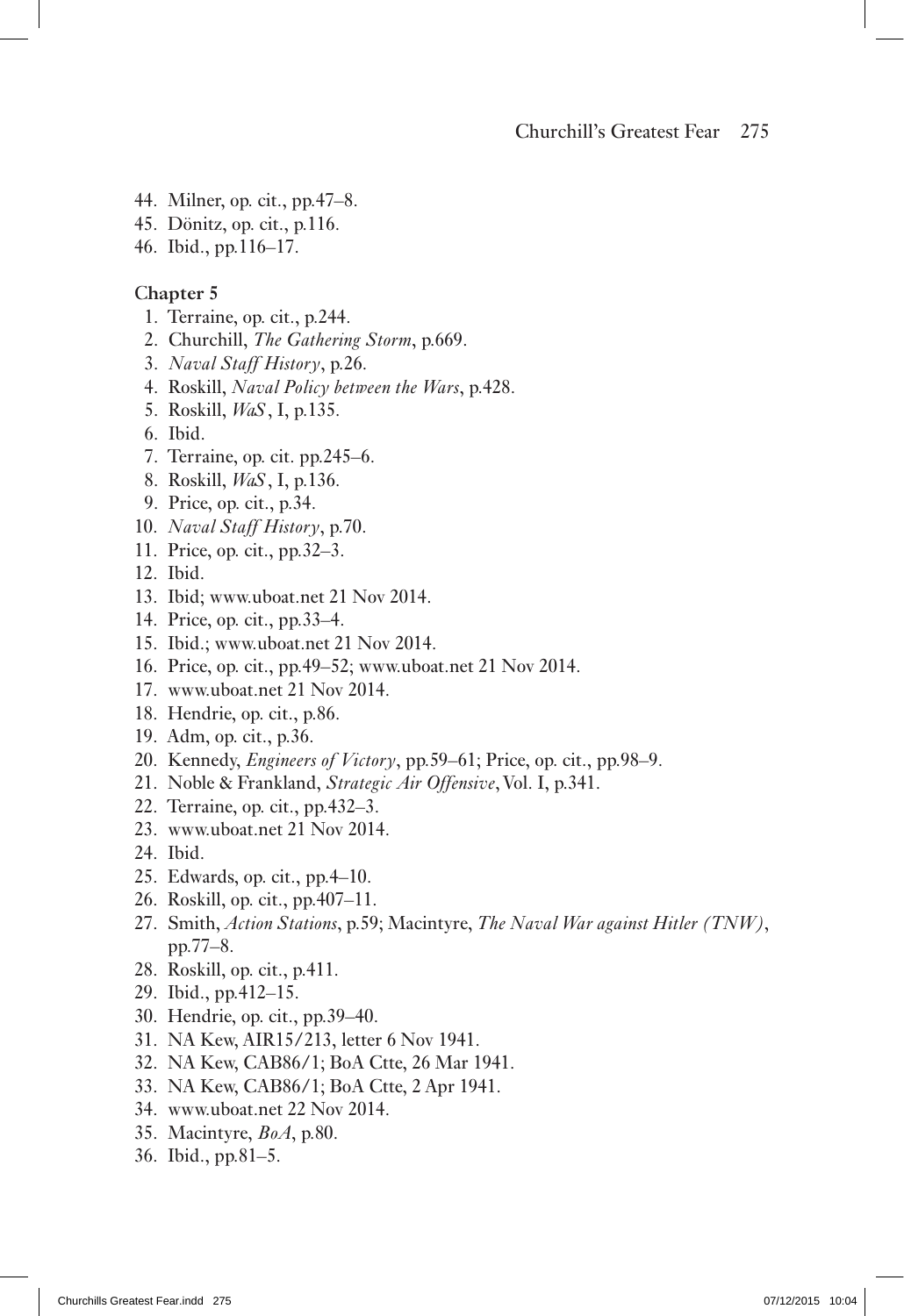44. Milner, op. cit., pp.47–8.
45. Dönitz, op. cit., p.116.
46. Ibid., pp.116–17.

**Chapter 5**

1. Terraine, op. cit., p.244.
2. Churchill, *The Gathering Storm*, p.669.
3. *Naval Staff History*, p.26.
4. Roskill, *Naval Policy between the Wars*, p.428.
5. Roskill, *WaS*, I, p.135.
6. Ibid.
7. Terraine, op. cit. pp.245–6.
8. Roskill, *WaS*, I, p.136.
9. Price, op. cit., p.34.
10. *Naval Staff History*, p.70.
11. Price, op. cit., pp.32–3.
12. Ibid.
13. Ibid; www.uboat.net 21 Nov 2014.
14. Price, op. cit., pp.33–4.
15. Ibid.; www.uboat.net 21 Nov 2014.
16. Price, op. cit., pp.49–52; www.uboat.net 21 Nov 2014.
17. www.uboat.net 21 Nov 2014.
18. Hendrie, op. cit., p.86.
19. Adm, op. cit., p.36.
20. Kennedy, *Engineers of Victory*, pp.59–61; Price, op. cit., pp.98–9.
21. Noble & Frankland, *Strategic Air Offensive*, Vol. I, p.341.
22. Terraine, op. cit., pp.432–3.
23. www.uboat.net 21 Nov 2014.
24. Ibid.
25. Edwards, op. cit., pp.4–10.
26. Roskill, op. cit., pp.407–11.
27. Smith, *Action Stations*, p.59; Macintyre, *The Naval War against Hitler (TNW)*, pp.77–8.
28. Roskill, op. cit., p.411.
29. Ibid., pp.412–15.
30. Hendrie, op. cit., pp.39–40.
31. NA Kew, AIR15/213, letter 6 Nov 1941.
32. NA Kew, CAB86/1; BoA Ctte, 26 Mar 1941.
33. NA Kew, CAB86/1; BoA Ctte, 2 Apr 1941.
34. www.uboat.net 22 Nov 2014.
35. Macintyre, *BoA*, p.80.
36. Ibid., pp.81–5.